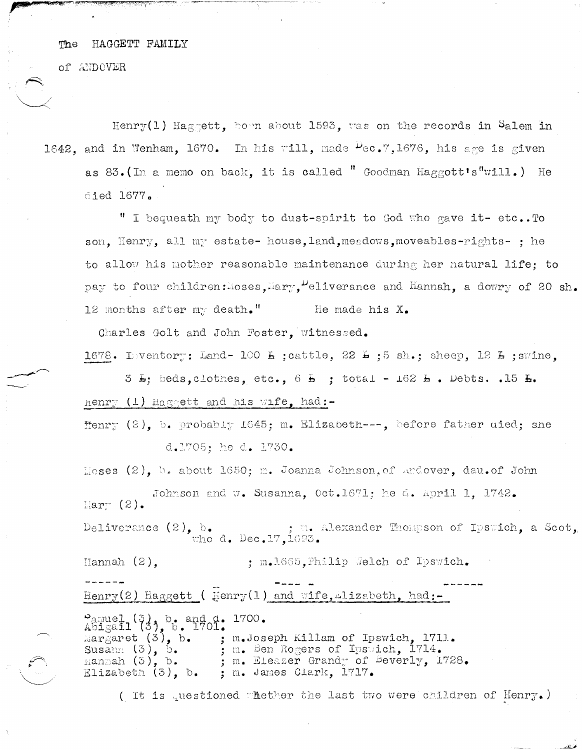The HAGGETT FAMILY

of ANDOVER

Henry(1) Haggett, born about 1593, was on the records in Salem in 1642, and in Wenham, 1670. In his will, made Dec.7,1676, his age is given as 83.(In a memo on back, it is called " Goodman Haggott's"will.) He died 1677.

" I bequeath my body to dust-spirit to God who gave it- etc..To son, Henry, all my estate- house,land,meadows,moveables-rights- ; he to allow his mother reasonable maintenance during her natural life; to pay to four children:Moses,Mary,Deliverance and Hannah, a dowry of 20 sh. 12 months after my death."   He made his X.

Charles Golt and John Foster, witnessed.

1678. Inventory: Land- 100 £ ;cattle, 22 £ ;5 sh.; sheep, 12 £ ;swine, 3 £; beds,clothes, etc., 6 £ ; total - 162 £ . Debts. .15 £.

Henry (1) Haggett and his wife, had:-

Henry (2), b. probably 1645; m. Elizabeth---, before father died; she d.1705; he d. 1730.

Moses (2), b. about 1650; m. Joanna Johnson,of Andover, dau.of John Johnson and w. Susanna, Oct.1671; he d. April 1, 1742.

Mary (2).

Deliverance (2), b.   ; m. Alexander Thompson of Ipswich, a Scot, who d. Dec.17,1693.

Hannah (2),   ; m.1665,Philip Welch of Ipswich.

------   ---- -   ------

Henry(2) Haggett ( Henry(1) and wife,Elizabeth, had:-

Samuel (3), b. and d. 1700.
Abigail (3), b. 1701.
Margaret (3), b.   ; m.Joseph Killam of Ipswich, 1711.
Susann (3), b.   ; m. Ben Rogers of Ipswich, 1714.
Hannah (3), b.   ; m. Eleazer Grandy of Beverly, 1728.
Elizabeth (3), b.   ; m. James Clark, 1717.

( It is questioned whether the last two were children of Henry.)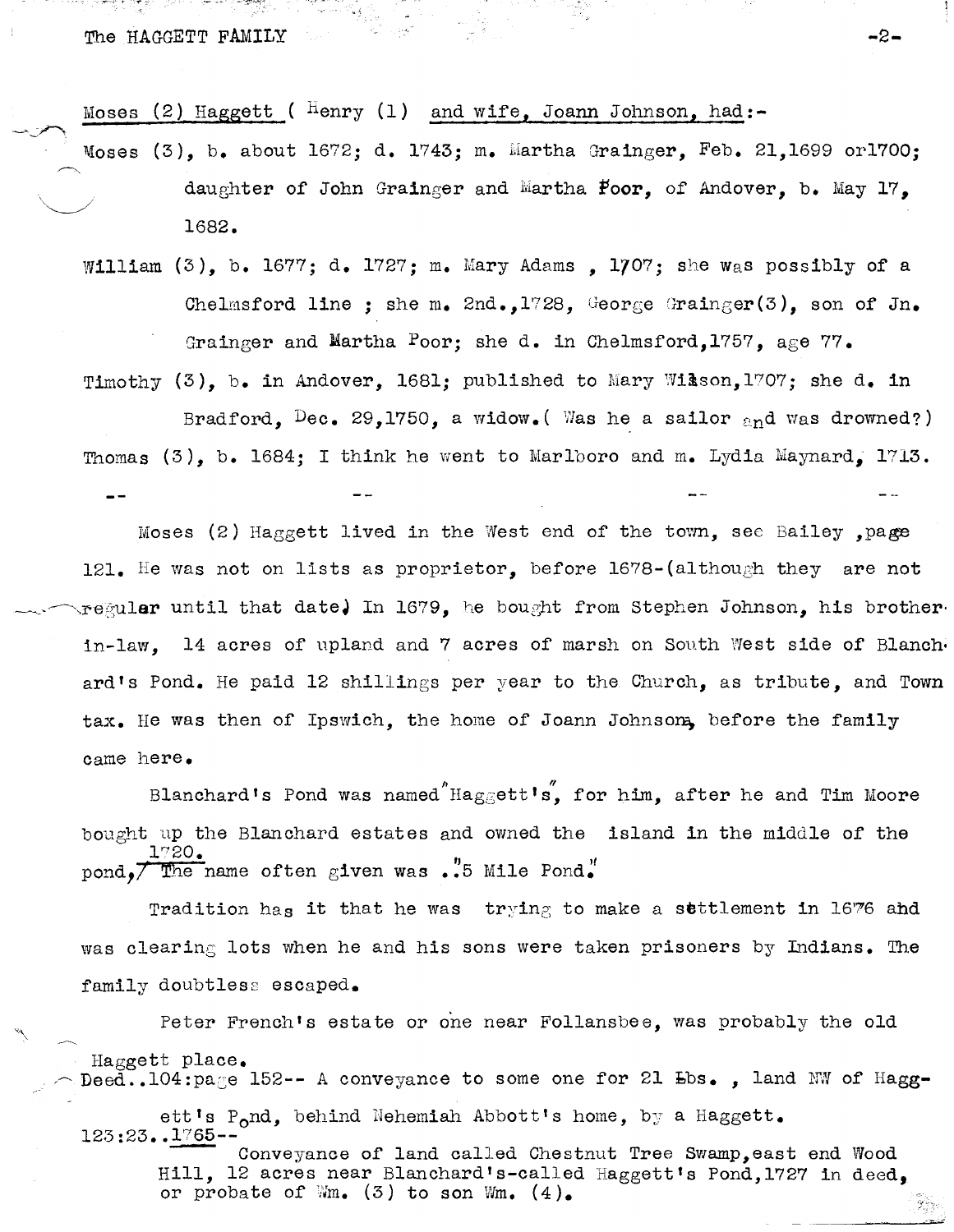Moses (2) Haggett ( Henry (1) and wife, Joann Johnson, had:-

Moses (3), b. about 1672; d. 1743; m. Martha Grainger, Feb. 21,1699 or1700; daughter of John Grainger and Martha Poor, of Andover, b. May 17, 1682.

William (3), b. 1677; d. 1727; m. Mary Adams , 1707; she was possibly of a Chelmsford line ; she m. 2nd.,1728, George Grainger(3), son of Jn. Grainger and Martha Poor; she d. in Chelmsford,1757, age 77.

Timothy (3), b. in Andover, 1681; published to Mary Wilson,1707; she d. in Bradford, Dec. 29,1750, a widow.( Was he a sailor and was drowned?)

Thomas (3), b. 1684; I think he went to Marlboro and m. Lydia Maynard, 1713.

-- -- -- --

Moses (2) Haggett lived in the West end of the town, see Bailey ,page 121. He was not on lists as proprietor, before 1678-(although they are not regular until that date) In 1679, he bought from Stephen Johnson, his brother-in-law, 14 acres of upland and 7 acres of marsh on South West side of Blanchard's Pond. He paid 12 shillings per year to the Church, as tribute, and Town tax. He was then of Ipswich, the home of Joann Johnson, before the family came here.

Blanchard's Pond was named "Haggett's", for him, after he and Tim Moore bought up the Blanchard estates and owned the island in the middle of the pond, 1720. The name often given was ."5 Mile Pond."

Tradition has it that he was trying to make a settlement in 1676 and was clearing lots when he and his sons were taken prisoners by Indians. The family doubtless escaped.

Peter French's estate or one near Follansbee, was probably the old Haggett place.

Deed..104:page 152-- A conveyance to some one for 21 lbs. , land NW of Haggett's Pond, behind Nehemiah Abbott's home, by a Haggett.

123:23..1765--

Conveyance of land called Chestnut Tree Swamp,east end Wood Hill, 12 acres near Blanchard's-called Haggett's Pond,1727 in deed, or probate of Wm. (3) to son Wm. (4).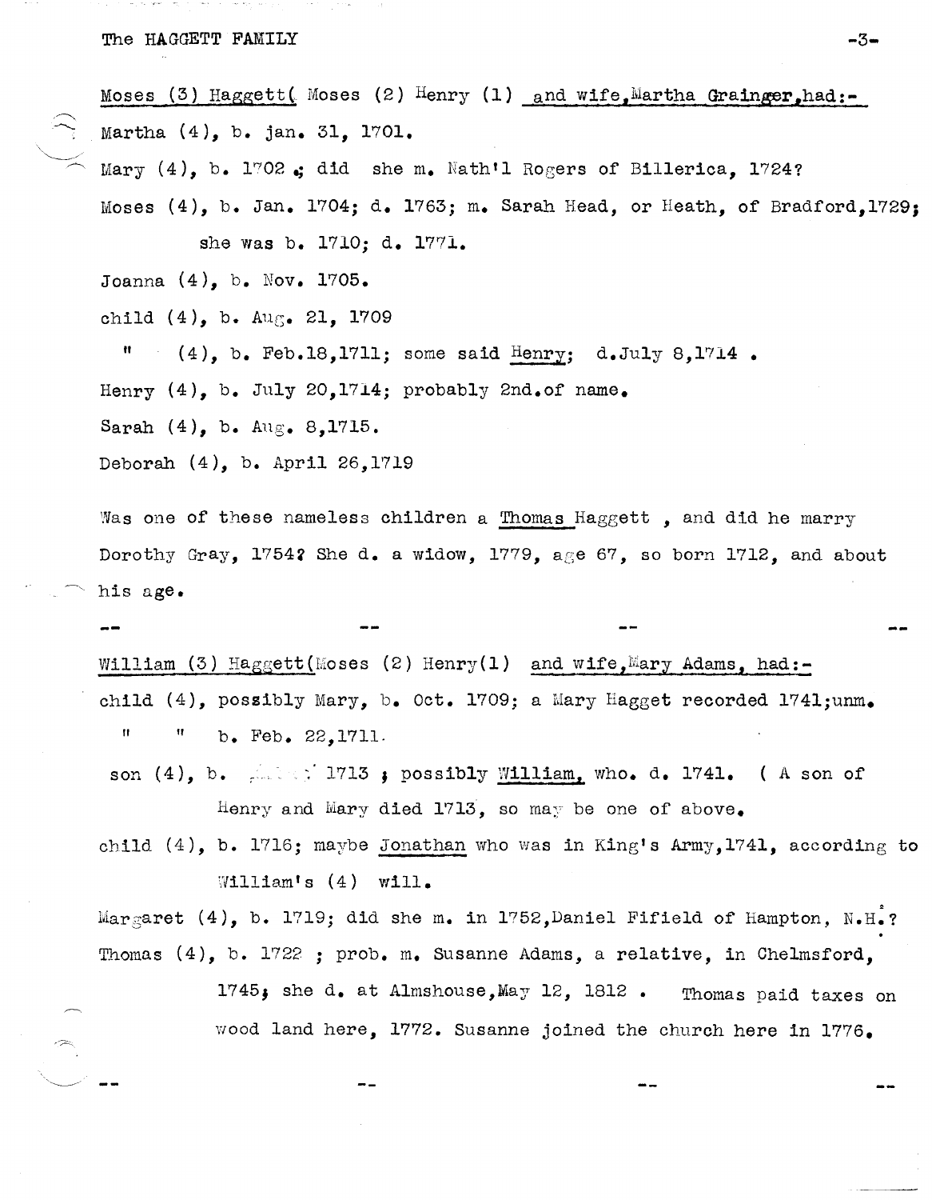Moses (3) Haggett( Moses (2) Henry (1) and wife, Martha Grainger, had:-

Martha (4), b. jan. 31, 1701.

Mary (4), b. 1702 .; did she m. Nath'l Rogers of Billerica, 1724?

Moses (4), b. Jan. 1704; d. 1763; m. Sarah Head, or Heath, of Bradford, 1729; she was b. 1710; d. 1771.

Joanna (4), b. Nov. 1705.

child (4), b. Aug. 21, 1709

" (4), b. Feb.18,1711; some said Henry; d.July 8,1714 .

Henry (4), b. July 20,1714; probably 2nd.of name.

Sarah (4), b. Aug. 8,1715.

Deborah (4), b. April 26,1719

Was one of these nameless children a Thomas Haggett , and did he marry Dorothy Gray, 1754? She d. a widow, 1779, age 67, so born 1712, and about his age.

-- -- -- --

William (3) Haggett(Moses (2) Henry(1) and wife, Mary Adams, had:-

child (4), possibly Mary, b. Oct. 1709; a Mary Hagget recorded 1741;unm.

" " b. Feb. 22,1711.

son (4), b. 1713 ; possibly William, who. d. 1741. ( A son of Henry and Mary died 1713, so may be one of above.

child (4), b. 1716; maybe Jonathan who was in King's Army,1741, according to William's (4) will.

Margaret (4), b. 1719; did she m. in 1752,Daniel Fifield of Hampton, N.H.?

Thomas (4), b. 1722 ; prob. m. Susanne Adams, a relative, in Chelmsford, 1745; she d. at Almshouse,May 12, 1812 . Thomas paid taxes on wood land here, 1772. Susanne joined the church here in 1776.

-- -- -- --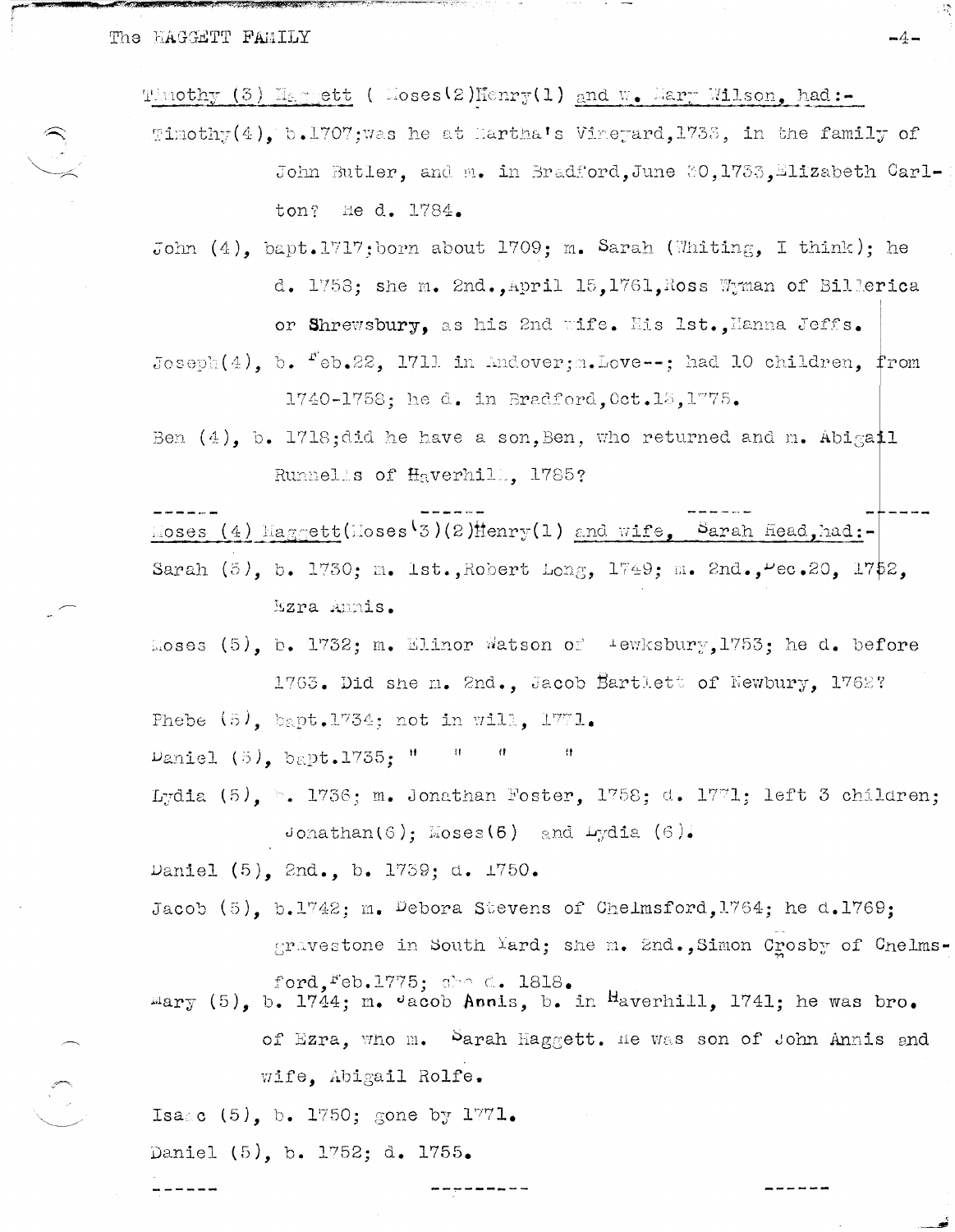Timothy (3) Haggett ( Moses(2)Henry(1) and w. Mary Wilson, had:-

Timothy(4), b.1707;was he at Martha's Vineyard,1738, in the family of John Butler, and m. in Bradford,June 30,1733,Elizabeth Carlton? He d. 1784.

John (4), bapt.1717;born about 1709; m. Sarah (Whiting, I think); he d. 1758; she m. 2nd.,April 15,1761,Ross Wyman of Billerica or **Shrewsbury**, as his 2nd wife. His 1st.,Hanna Jeffs.

Joseph(4), b. Feb.22, 1711 in Andover;m.Love--; had 10 children, from 1740-1758; he d. in Bradford,Oct.18,1775.

Ben (4), b. 1718;did he have a son,Ben, who returned and m. Abigail Runnells of Haverhill, 1785?

------ ------ ------ ------

Moses (4) Haggett(Moses(3)(2)Henry(1) and wife, Sarah Head,had:-

Sarah (5), b. 1730; m. 1st.,Robert Long, 1749; m. 2nd.,Dec.20, 1752, Ezra Annis.

Moses (5), b. 1732; m. Elinor Watson of Tewksbury,1753; he d. before 1763. Did she m. 2nd., Jacob Bartlett of Newbury, 1762?

Phebe (5), bapt.1734; not in will, 1771.

Daniel (5), bapt.1735; " " " "

Lydia (5), b. 1736; m. Jonathan Foster, 1758; d. 1771; left 3 children; Jonathan(6); Moses(6) and Lydia (6).

Daniel (5), 2nd., b. 1739; d. 1750.

Jacob (5), b.1742; m. Debora Stevens of Chelmsford,1764; he d.1769; gravestone in South Yard; she m. 2nd.,Simon Crosby of Chelmsford,Feb.1775; she d. 1818.

Mary (5), b. 1744; m. Jacob Annis, b. in Haverhill, 1741; he was bro. of Ezra, who m. Sarah Haggett. He was son of John Annis and wife, Abigail Rolfe.

Isaac (5), b. 1750; gone by 1771.

Daniel (5), b. 1752; d. 1755.

------ --------- ------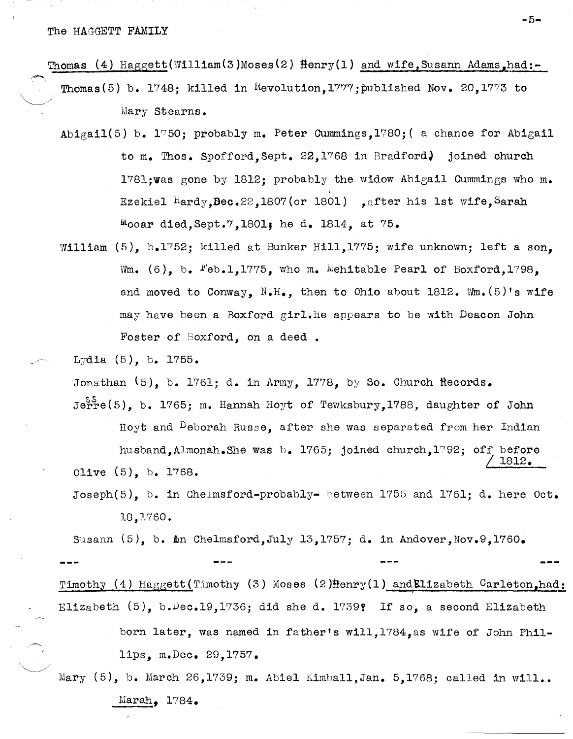Thomas (4) Haggett(William(3)Moses(2) Henry(1) and wife,Susann Adams,had:-

Thomas(5) b. 1748; killed in Revolution,1777;published Nov. 20,1773 to Mary Stearns.

Abigail(5) b. 1750; probably m. Peter Cummings,1780;( a chance for Abigail to m. Thos. Spofford,Sept. 22,1768 in Bradford) joined church 1781;was gone by 1812; probably the widow Abigail Cummings who m. Ezekiel Hardy,Dec.22,1807(or 1801) ,after his 1st wife,Sarah Mooar died,Sept.7,1801; he d. 1814, at 75.

William (5), b.1752; killed at Bunker Hill,1775; wife unknown; left a son, Wm. (6), b. Feb.1,1775, who m. Mehitable Pearl of Boxford,1798, and moved to Conway, N.H., then to Ohio about 1812. Wm.(5)'s wife may have been a Boxford girl.He appears to be with Deacon John Foster of Boxford, on a deed .

Lydia (5), b. 1755.

Jonathan (5), b. 1761; d. in Army, 1778, by So. Church Records.

Jesse(5), b. 1765; m. Hannah Hoyt of Tewksbury,1788, daughter of John Hoyt and Deborah Russe, after she was separated from her Indian husband,Almonah.She was b. 1765; joined church,1792; off before 1812.

Olive (5), b. 1768.

Joseph(5), b. in Chelmsford-probably- between 1755 and 1761; d. here Oct. 18,1760.

Susann (5), b. in Chelmsford,July 13,1757; d. in Andover,Nov.9,1760.

--- --- --- ---

Timothy (4) Haggett(Timothy (3) Moses (2)Henry(1) andElizabeth Carleton,had:

Elizabeth (5), b.Dec.19,1736; did she d. 1739? If so, a second Elizabeth born later, was named in father's will,1784,as wife of John Phillips, m.Dec. 29,1757.

Mary (5), b. March 26,1739; m. Abiel Kimball,Jan. 5,1768; called in will.. Marah, 1784.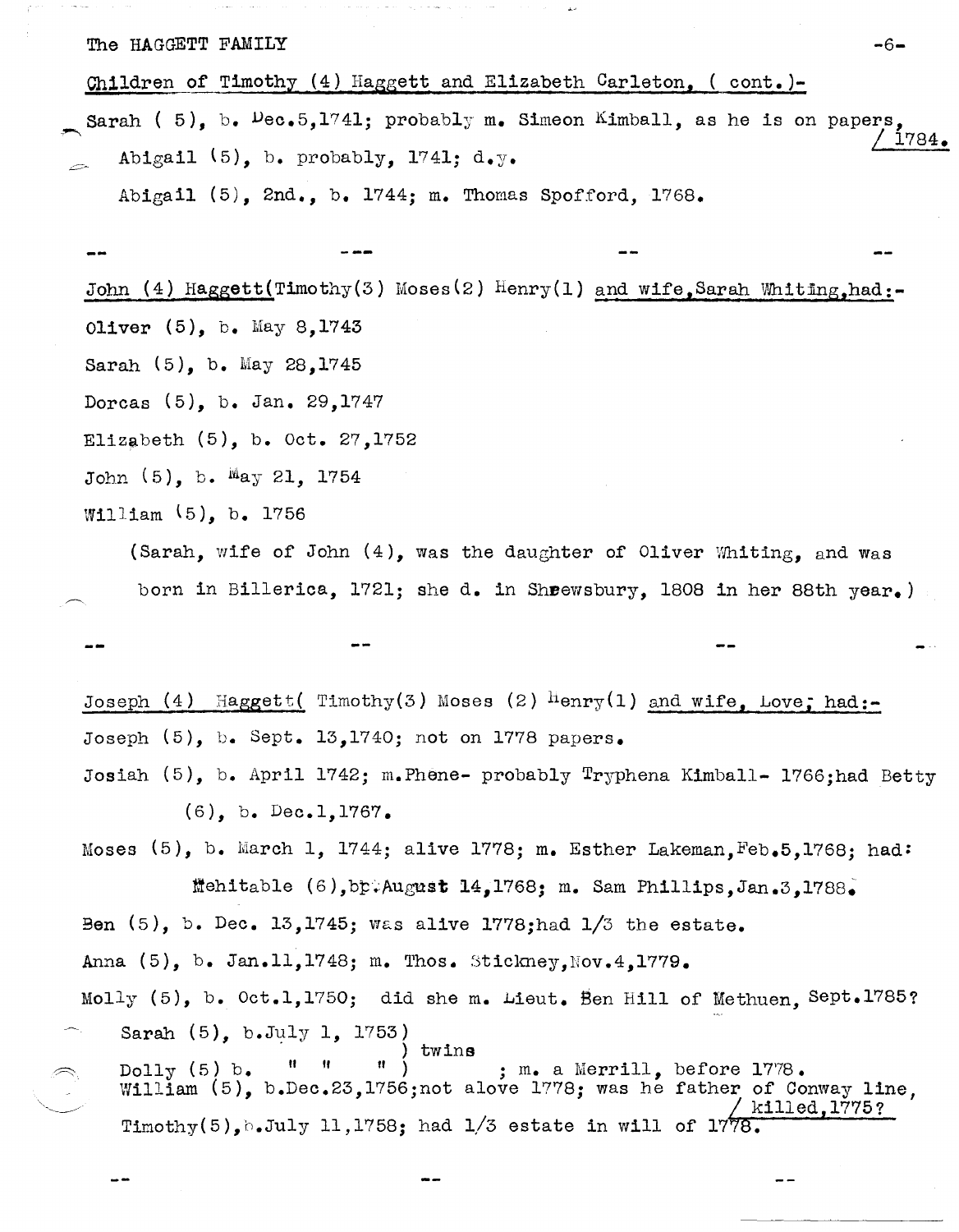Children of Timothy (4) Haggett and Elizabeth Carleton, ( cont.)-

Sarah ( 5), b. Dec.5,1741; probably m. Simeon Kimball, as he is on papers, 1784.

Abigail (5), b. probably, 1741; d.y.

Abigail (5), 2nd., b. 1744; m. Thomas Spofford, 1768.

-- --- -- --

John (4) Haggett(Timothy(3) Moses(2) Henry(1) and wife,Sarah Whiting,had:-

Oliver (5), b. May 8,1743

Sarah (5), b. May 28,1745

Dorcas (5), b. Jan. 29,1747

Elizabeth (5), b. Oct. 27,1752

John (5), b. May 21, 1754

William (5), b. 1756

(Sarah, wife of John (4), was the daughter of Oliver Whiting, and was born in Billerica, 1721; she d. in Shrewsbury, 1808 in her 88th year.)

-- -- -- --

Joseph (4) Haggett( Timothy(3) Moses (2) Henry(1) and wife, Love; had:-

Joseph (5), b. Sept. 13,1740; not on 1778 papers.

Josiah (5), b. April 1742; m.Phene- probably Tryphena Kimball- 1766;had Betty (6), b. Dec.1,1767.

Moses (5), b. March 1, 1744; alive 1778; m. Esther Lakeman,Feb.5,1768; had:

Mehitable (6),bp.August 14,1768; m. Sam Phillips,Jan.3,1788.

Ben (5), b. Dec. 13,1745; was alive 1778;had 1/3 the estate.

Anna (5), b. Jan.11,1748; m. Thos. Stickney,Nov.4,1779.

Molly (5), b. Oct.1,1750; did she m. Lieut. Ben Hill of Methuen, Sept.1785?

Sarah (5), b.July 1, 1753) twins
Dolly (5) b. " " " ) ; m. a Merrill, before 1778.

William (5), b.Dec.23,1756;not alove 1778; was he father of Conway line, killed,1775?

Timothy(5),b.July 11,1758; had 1/3 estate in will of 1778.

-- -- --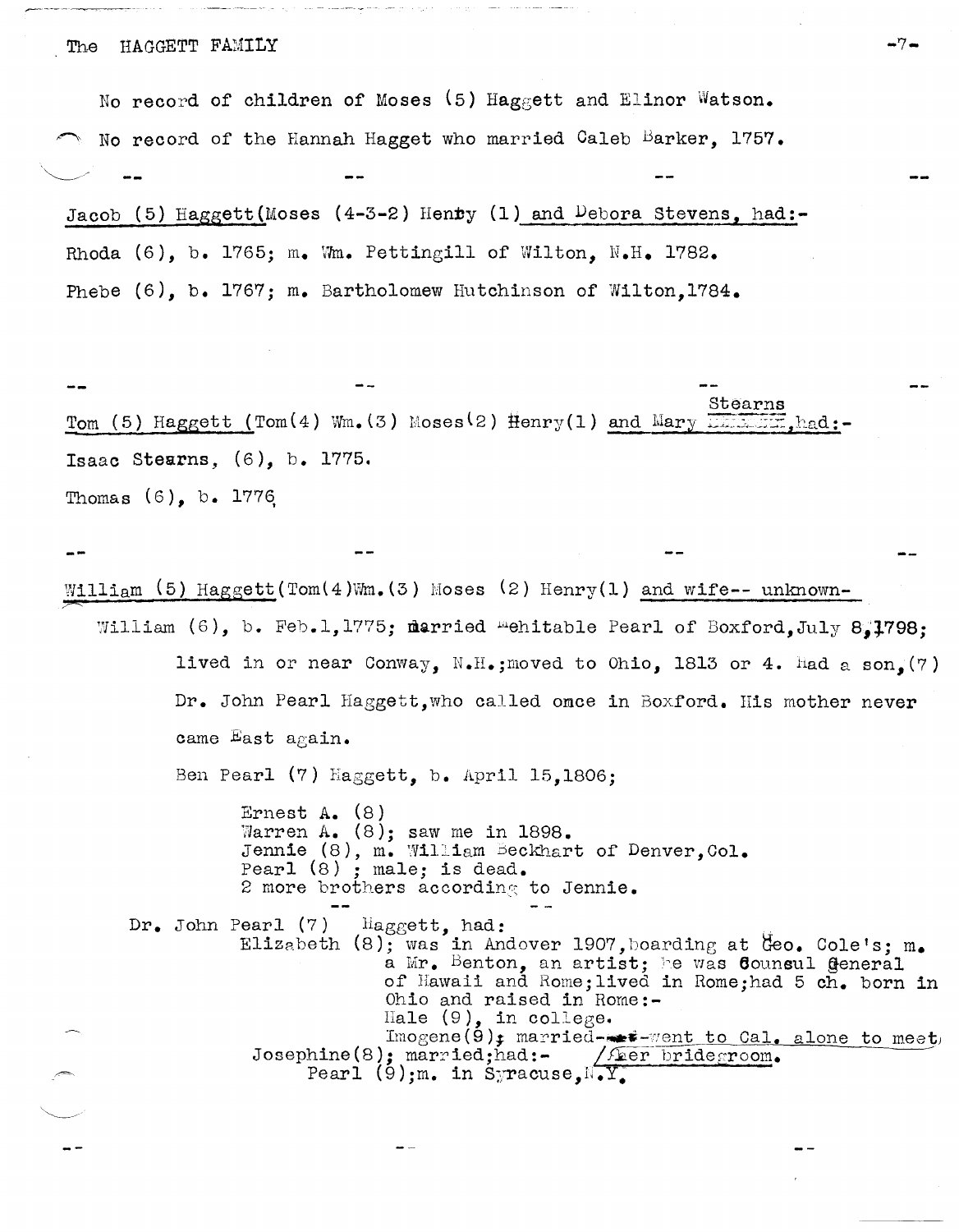No record of children of Moses (5) Haggett and Elinor Watson.

No record of the Hannah Hagget who married Caleb Barker, 1757.

-- -- -- --

Jacob (5) Haggett (Moses (4-3-2) Henry (1) and Debora Stevens, had:-

Rhoda (6), b. 1765; m. Wm. Pettingill of Wilton, N.H. 1782.

Phebe (6), b. 1767; m. Bartholomew Hutchinson of Wilton, 1784.

-- -- -- --

Tom (5) Haggett (Tom(4) Wm.(3) Moses(2) Henry(1) and Mary Stearns, had:-

Isaac Stearns, (6), b. 1775.

Thomas (6), b. 1776

-- -- -- --

William (5) Haggett (Tom(4) Wm.(3) Moses (2) Henry(1) and wife-- unknown-

William (6), b. Feb.1,1775; married Mehitable Pearl of Boxford, July 8, 1798; lived in or near Conway, N.H.; moved to Ohio, 1813 or 4. Had a son, (7) Dr. John Pearl Haggett, who called once in Boxford. His mother never came East again.

Ben Pearl (7) Haggett, b. April 15,1806;

- Ernest A. (8)
- Warren A. (8); saw me in 1898.
- Jennie (8), m. William Beckhart of Denver, Col.
- Pearl (8) ; male; is dead.
- 2 more brothers according to Jennie.

Dr. John Pearl (7) Haggett, had:

- Elizabeth (8); was in Andover 1907, boarding at Geo. Cole's; m. a Mr. Benton, an artist; he was Counsul General of Hawaii and Rome; lived in Rome; had 5 ch. born in Ohio and raised in Rome:-
  - Hale (9), in college.
  - Imogene (9); married-went to Cal. alone to meet her bridegroom.
- Josephine (8); married; had:-
  - Pearl (9); m. in Syracuse, N.Y.

-- -- --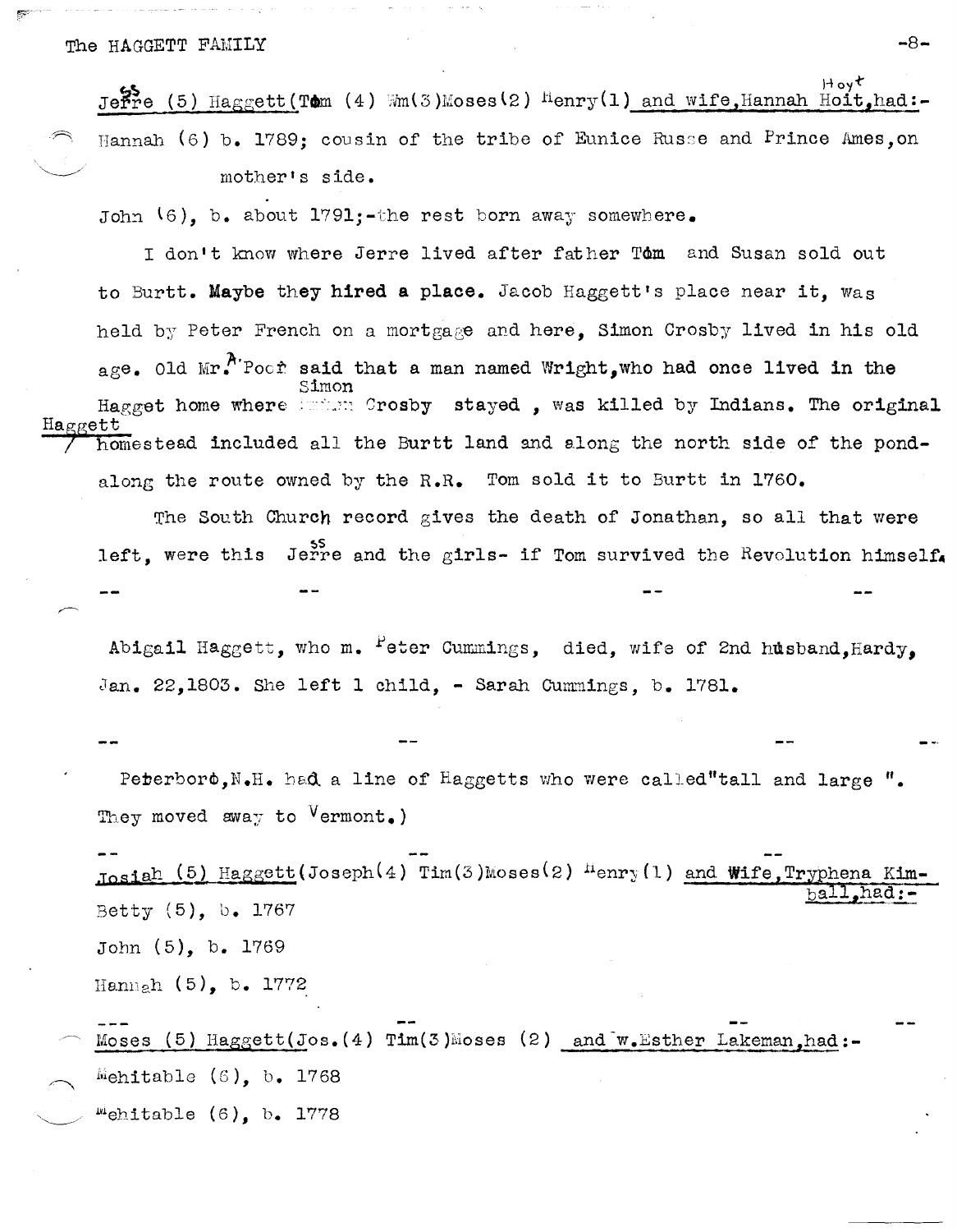Jerre (5) Haggett(Tom (4) Wm(3)Moses(2) Henry(1) and wife,Hannah Hoit,had:-

Hannah (6) b. 1789; cousin of the tribe of Eunice Russe and Prince Ames,on mother's side.

John (6), b. about 1791;-the rest born away somewhere.

I don't know where Jerre lived after father Tom and Susan sold out to Burtt. **Maybe they hired a place.** Jacob Haggett's place near it, was held by Peter French on a mortgage and here, Simon Crosby lived in his old age. Old Mr. A. Poor said that a man named Wright,who had once lived in the Hagget home where Simon Crosby stayed , was killed by Indians. The original Haggett homestead included all the Burtt land and along the north side of the pond- along the route owned by the R.R. Tom sold it to Burtt in 1760.

The South Church record gives the death of Jonathan, so all that were left, were this Jerre and the girls- if Tom survived the Revolution himself.

-- -- -- --

Abigail Haggett, who m. Peter Cummings, died, wife of 2nd husband,Hardy, Jan. 22,1803. She left 1 child, - Sarah Cummings, b. 1781.

-- -- -- --

Peterboro,N.H. had a line of Haggetts who were called"tall and large ". They moved away to Vermont.)

-- -- --

Josiah (5) Haggett(Joseph(4) Tim(3)Moses(2) Henry(1) and Wife,Tryphena Kimball,had:-

Betty (5), b. 1767

John (5), b. 1769

Hannah (5), b. 1772

--- -- -- --

Moses (5) Haggett(Jos.(4) Tim(3)Moses (2) and w.Esther Lakeman,had:-

Mehitable (6), b. 1768

Mehitable (6), b. 1778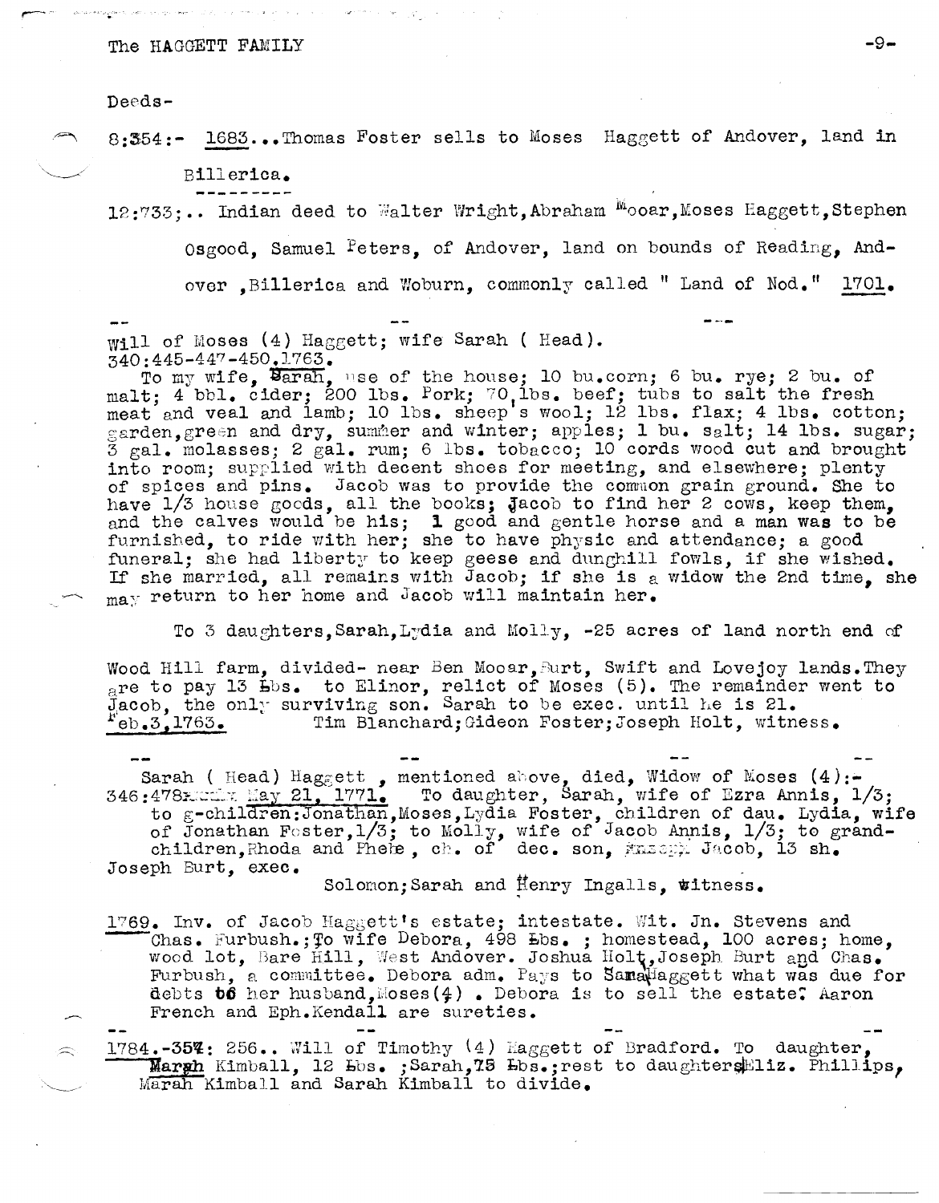Deeds-

8:354:- 1683...Thomas Foster sells to Moses Haggett of Andover, land in Billerica.

---------

12:733;.. Indian deed to Walter Wright, Abraham Mooar, Moses Haggett, Stephen Osgood, Samuel Peters, of Andover, land on bounds of Reading, Andover, Billerica and Woburn, commonly called " Land of Nod." 1701.

-- -- ---

Will of Moses (4) Haggett; wife Sarah ( Head).
340:445-447-450,1763.

To my wife, Sarah, use of the house; 10 bu.corn; 6 bu. rye; 2 bu. of malt; 4 bbl. cider; 200 lbs. Pork; 70 lbs. beef; tubs to salt the fresh meat and veal and lamb; 10 lbs. sheep's wool; 12 lbs. flax; 4 lbs. cotton; garden, green and dry, summer and winter; apples; 1 bu. salt; 14 lbs. sugar; 3 gal. molasses; 2 gal. rum; 6 lbs. tobacco; 10 cords wood cut and brought into room; supplied with decent shoes for meeting, and elsewhere; plenty of spices and pins. Jacob was to provide the common grain ground. She to have 1/3 house goods, all the books; Jacob to find her 2 cows, keep them, and the calves would be his; 1 good and gentle horse and a man was to be furnished, to ride with her; she to have physic and attendance; a good funeral; she had liberty to keep geese and dunghill fowls, if she wished. If she married, all remains with Jacob; if she is a widow the 2nd time, she may return to her home and Jacob will maintain her.

To 3 daughters, Sarah, Lydia and Molly, -25 acres of land north end of Wood Hill farm, divided- near Ben Mooar, Burt, Swift and Lovejoy lands. They are to pay 13 Lbs. to Elinor, relict of Moses (5). The remainder went to Jacob, the only surviving son. Sarah to be exec. until he is 21.
Feb.3,1763. Tim Blanchard; Gideon Foster; Joseph Holt, witness.

-- -- -- --

Sarah ( Head) Haggett , mentioned above, died, Widow of Moses (4):-
346:478 May 21, 1771. To daughter, Sarah, wife of Ezra Annis, 1/3; to g-children: Jonathan, Moses, Lydia Foster, children of dau. Lydia, wife of Jonathan Foster, 1/3; to Molly, wife of Jacob Annis, 1/3; to grandchildren, Rhoda and Phebe, ch. of dec. son, Jacob, 13 sh.
Joseph Burt, exec.
Solomon; Sarah and Henry Ingalls, witness.

1769. Inv. of Jacob Haggett's estate; intestate. Wit. Jn. Stevens and Chas. Furbush.; To wife Debora, 498 Lbs. ; homestead, 100 acres; home, wood lot, Bare Hill, West Andover. Joshua Holt, Joseph Burt and Chas. Furbush, a committee. Debora adm. Pays to Sarah Haggett what was due for debts to her husband, Moses(4) . Debora is to sell the estate. Aaron French and Eph. Kendall are sureties.

-- -- -- --

1784.-354: 256.. Will of Timothy (4) Haggett of Bradford. To daughter, Marah Kimball, 12 Lbs. ; Sarah, 75 Lbs.; rest to daughters Eliz. Phillips, Marah Kimball and Sarah Kimball to divide.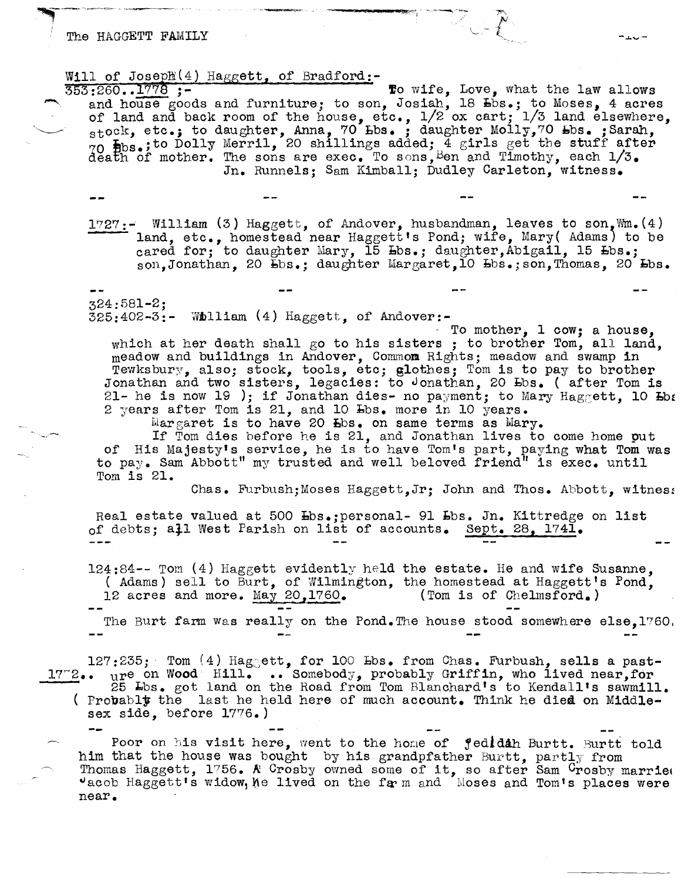Will of Joseph(4) Haggett, of Bradford:-

353:260..1778 ;- To wife, Love, what the law allows and house goods and furniture; to son, Josiah, 18 Lbs.; to Moses, 4 acres of land and back room of the house, etc., 1/2 ox cart; 1/3 land elsewhere, stock, etc.; to daughter, Anna, 70 Lbs. ; daughter Molly,70 Lbs. ;Sarah, 70 Lbs.;to Dolly Merril, 20 shillings added; 4 girls get the stuff after death of mother. The sons are exec. To sons,Ben and Timothy, each 1/3.
Jn. Runnels; Sam Kimball; Dudley Carleton, witness.

-- -- -- --

1727:- William (3) Haggett, of Andover, husbandman, leaves to son,Wm.(4) land, etc., homestead near Haggett's Pond; wife, Mary( Adams) to be cared for; to daughter Mary, 15 Lbs.; daughter,Abigail, 15 Lbs.; son,Jonathan, 20 Lbs.; daughter Margaret,10 Lbs.;son,Thomas, 20 Lbs.

-- -- -- --

324:581-2;
325:402-3:- William (4) Haggett, of Andover:-

To mother, 1 cow; a house, which at her death shall go to his sisters ; to brother Tom, all land, meadow and buildings in Andover, Common Rights; meadow and swamp in Tewksbury, also; stock, tools, etc; glothes; Tom is to pay to brother Jonathan and two sisters, legacies: to Jonathan, 20 Lbs. ( after Tom is 21- he is now 19 ); if Jonathan dies- no payment; to Mary Haggett, 10 Lbs 2 years after Tom is 21, and 10 Lbs. more in 10 years.

Margaret is to have 20 Lbs. on same terms as Mary.

If Tom dies before he is 21, and Jonathan lives to come home out of His Majesty's service, he is to have Tom's part, paying what Tom was to pay. Sam Abbott" my trusted and well beloved friend" is exec. until Tom is 21.

Chas. Furbush;Moses Haggett,Jr; John and Thos. Abbott, witness

Real estate valued at 500 Lbs.;personal- 91 Lbs. Jn. Kittredge on list of debts; all West Parish on list of accounts. Sept. 28, 1741.

--- -- -- --

124:84-- Tom (4) Haggett evidently held the estate. He and wife Susanne, ( Adams) sell to Burt, of Wilmington, the homestead at Haggett's Pond, 12 acres and more. May 20,1760. (Tom is of Chelmsford.)

-- -- --

The Burt farm was really on the Pond.The house stood somewhere else,1760.

-- -- -- --

127:235; Tom (4) Haggett, for 100 Lbs. from Chas. Furbush, sells a pasture on Wood Hill. .. Somebody, probably Griffin, who lived near,for 25 Lbs. got land on the Road from Tom Blanchard's to Kendall's sawmill. ( Probably the last he held here of much account. Think he died on Middlesex side, before 1776.)

1772..

-- -- -- --

Poor on his visit here, went to the home of Jedidah Burtt. Burtt told him that the house was bought by his grandpfather Burtt, partly from Thomas Haggett, 1756. A Crosby owned some of it, so after Sam Crosby married Jacob Haggett's widow, he lived on the farm and Moses and Tom's places were near.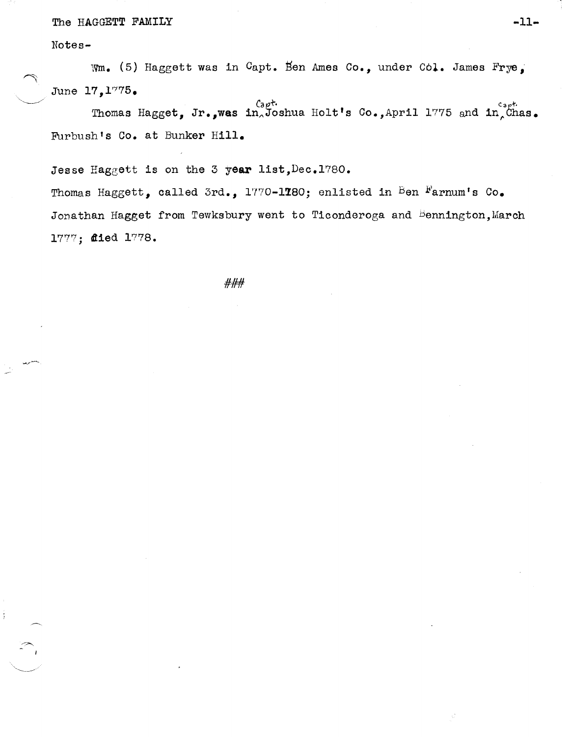Notes-

Wm. (5) Haggett was in Capt. Ben Ames Co., under Col. James Frye, June 17,1775.

Thomas Hagget, Jr.,was in Capt. Joshua Holt's Co.,April 1775 and in Capt. Chas. Furbush's Co. at Bunker Hill.

Jesse Haggett is on the 3 year list,Dec.1780.

Thomas Haggett, called 3rd., 1770-1780; enlisted in Ben Farnum's Co.

Jonathan Hagget from Tewksbury went to Ticonderoga and Bennington,March 1777; died 1778.

###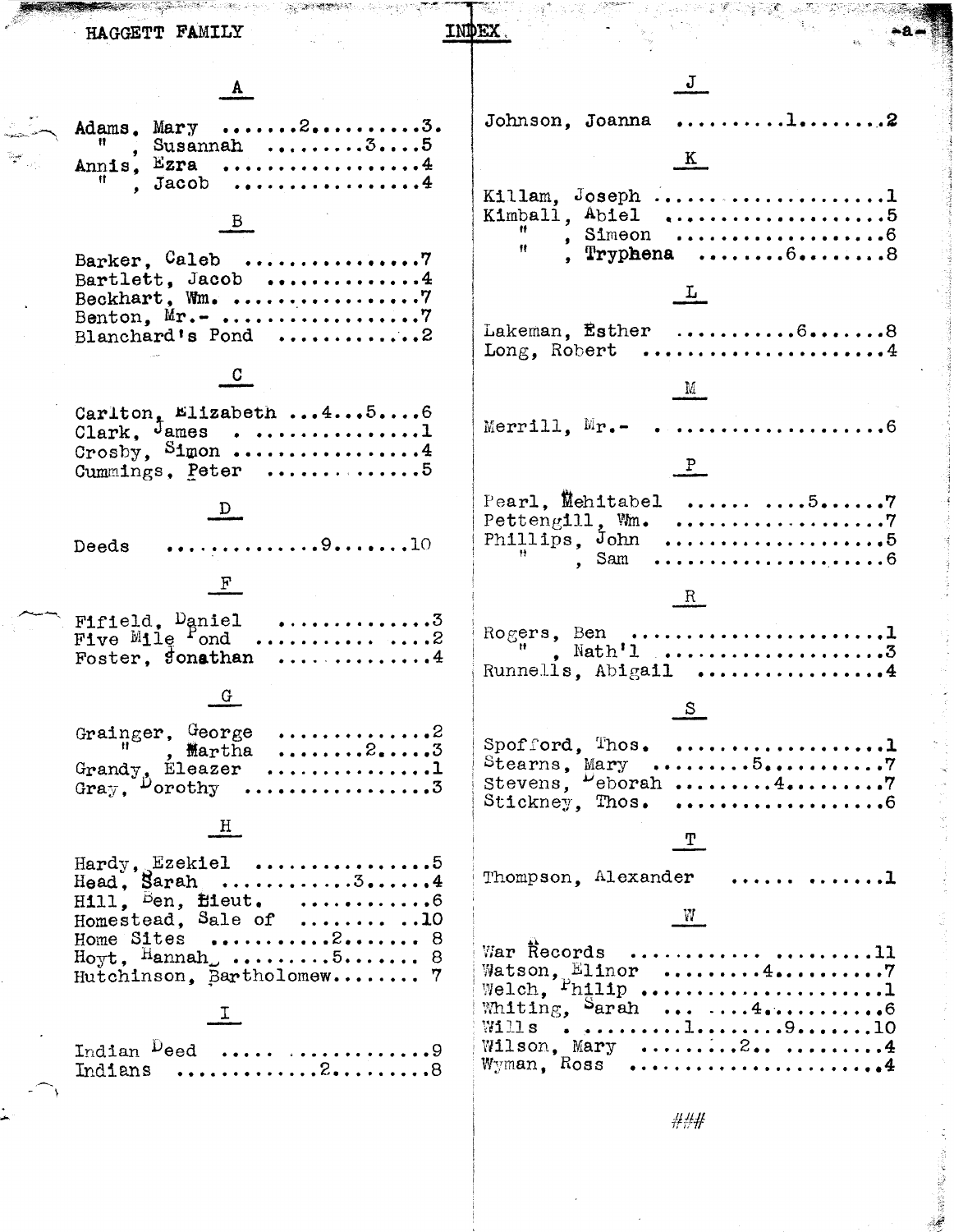# HAGGETT FAMILY

## INDEX.

### A

Adams, Mary .......2..........3.
" , Susannah .........3....5
Annis, Ezra .................4
" , Jacob .................4

### B

Barker, Caleb ...............7
Bartlett, Jacob .............4
Beckhart, Wm. ...............7
Benton, Mr.- ................7
Blanchard's Pond ............2

### C

Carlton, Elizabeth ...4...5....6
Clark, James . ...............1
Crosby, Simon ...............4
Cummings, Peter .............5

### D

Deeds .............9......10

### F

Fifield, Daniel .............3
Five Mile Pond ........... ....2
Foster, Jonathan .............4

### G

Grainger, George .............2
" , Martha ........2.....3
Grandy, Eleazer ...............1
Gray, Dorothy ................3

### H

Hardy, Ezekiel ...............5
Head, Sarah ...........3......4
Hill, Ben, Lieut. ...........6
Homestead, Sale of ........ ..10
Home Sites ..........2....... 8
Hoyt, Hannah ........5....... 8
Hutchinson, Bartholomew........ 7

### I

Indian Deed ..... ............9
Indians ............2........8

### J

Johnson, Joanna ..........1........2

### K

Killam, Joseph .....................1
Kimball, Abiel ....................5
" , Simeon ..................6
" , **Tryphena** .......6........8

### L

Lakeman, Esther ..........6.......8
Long, Robert .....................4

### M

Merrill, Mr.- . ...................6

### P

Pearl, Mehitabel ...... ....5......7
Pettengill, Wm. ...................7
Phillips, John ....................5
" , Sam .....................6

### R

Rogers, Ben ......................1
" , Nath'l ....................3
Runnells, Abigail ................4

### S

Spofford, Thos. ..................1
Stearns, Mary .........5..........7
Stevens, Deborah .........4........7
Stickney, Thos. ..................6

### T

Thompson, Alexander ..... ......1

### W

War Records .......... .........11
Watson, Elinor .........4.........7
Welch, Philip .....................1
Whiting, Sarah ... ....4..........6
Wills . .........1........9......10
Wilson, Mary .........2.. .........4
Wyman, Ross .......................4

###